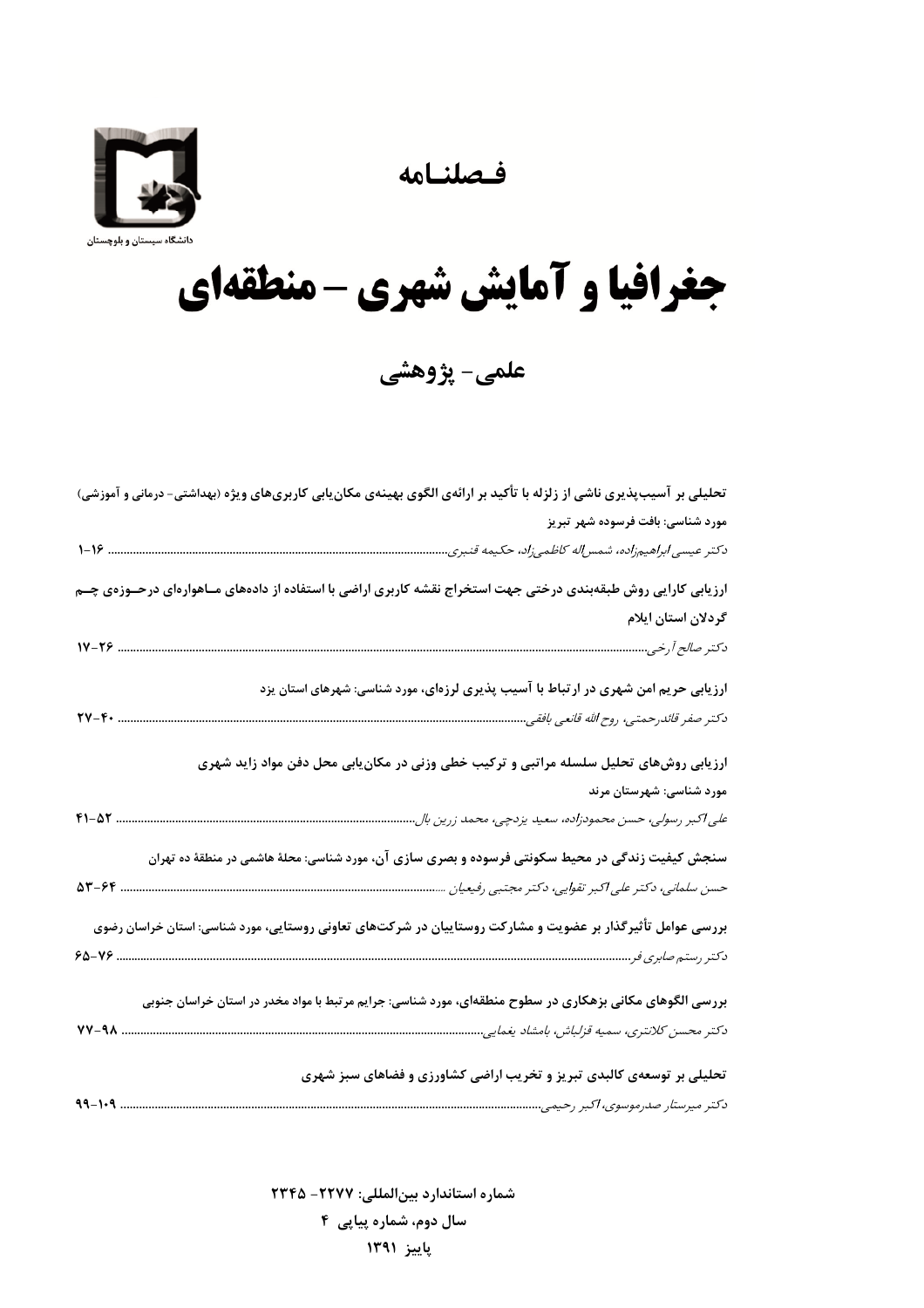دانشگاه سیستان و بلوچستان

# فصلنامه

# جغرافیا و آمایش شهری - منطقه‌ای

## علمی- پژوهشی

**تحلیلی بر آسیب‌پذیری ناشی از زلزله با تأکید بر ارائه‌ی الگوی بهینه‌ی مکان‌یابی کاربری‌های ویژه (بهداشتی- درمانی و آموزشی) مورد شناسی: بافت فرسوده شهر تبریز**

*دکتر عیسی ابراهیم‌زاده، شمس‌اله کاظمی‌زاد، حکیمه قنبری* ........ ۱-۱۶

**ارزیابی کارایی روش طبقه‌بندی درختی جهت استخراج نقشه کاربری اراضی با استفاده از داده‌های ماهواره‌ای درحوزه‌ی چم گردلان استان ایلام**

*دکتر صالح آرخی* ........ ۱۷-۲۶

**ارزیابی حریم امن شهری در ارتباط با آسیب پذیری لرزه‌ای، مورد شناسی: شهرهای استان یزد**

*دکتر صفر قائدرحمتی، روح الله قانعی بافقی* ........ ۲۷-۴۰

**ارزیابی روش‌های تحلیل سلسله مراتبی و ترکیب خطی وزنی در مکان‌یابی محل دفن مواد زاید شهری مورد شناسی: شهرستان مرند**

*علی‌اکبر رسولی، حسن محمودزاده، سعید یزدچی، محمد زرین بال* ........ ۴۱-۵۲

**سنجش کیفیت زندگی در محیط سکونتی فرسوده و بصری سازی آن، مورد شناسی: محلهٔ هاشمی در منطقهٔ ده تهران**

*حسن سلمانی، دکتر علی‌اکبر تقوایی، دکتر مجتبی رفیعیان* ........ ۵۳-۶۴

**بررسی عوامل تأثیرگذار بر عضویت و مشارکت روستاییان در شرکت‌های تعاونی روستایی، مورد شناسی: استان خراسان رضوی**

*دکتر رستم صابری فر* ........ ۶۵-۷۶

**بررسی الگوهای مکانی بزهکاری در سطوح منطقه‌ای، مورد شناسی: جرایم مرتبط با مواد مخدر در استان خراسان جنوبی**

*دکتر محسن کلانتری، سمیه قزلباش، بامشاد یغمایی* ........ ۷۷-۹۸

**تحلیلی بر توسعه‌ی کالبدی تبریز و تخریب اراضی کشاورزی و فضاهای سبز شهری**

*دکتر میرستار صدرموسوی، اکبر رحیمی* ........ ۹۹-۱۰۹

**شماره استاندارد بین‌المللی: ۲۲۷۷- ۲۳۴۵**

**سال دوم، شماره پیاپی ۴**

**پاییز ۱۳۹۱**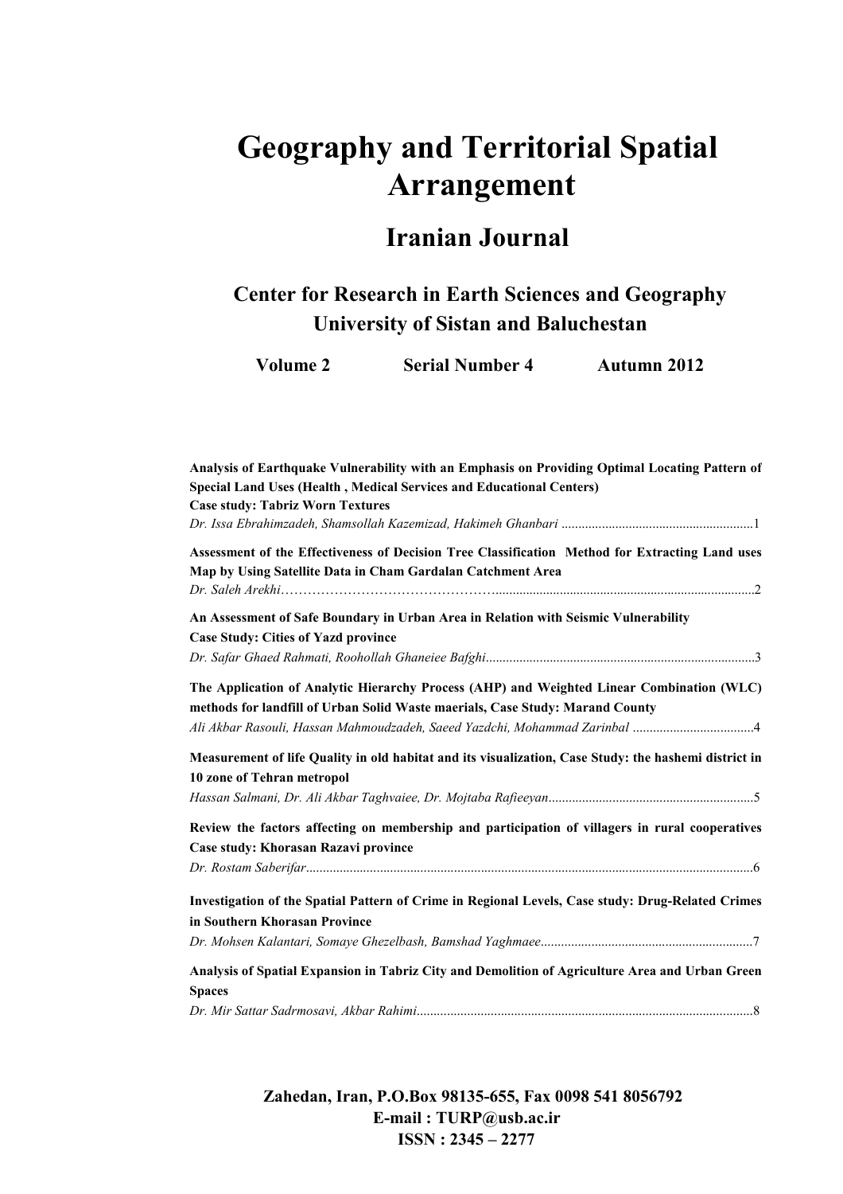# Geography and Territorial Spatial Arrangement

## Iranian Journal

### Center for Research in Earth Sciences and Geography
### University of Sistan and Baluchestan

**Volume 2 Serial Number 4 Autumn 2012**

**Analysis of Earthquake Vulnerability with an Emphasis on Providing Optimal Locating Pattern of Special Land Uses (Health , Medical Services and Educational Centers)**
**Case study: Tabriz Worn Textures**
*Dr. Issa Ebrahimzadeh, Shamsollah Kazemizad, Hakimeh Ghanbari* ........................................................1

**Assessment of the Effectiveness of Decision Tree Classification Method for Extracting Land uses Map by Using Satellite Data in Cham Gardalan Catchment Area**
*Dr. Saleh Arekhi*……………………………………………...........................................................................2

**An Assessment of Safe Boundary in Urban Area in Relation with Seismic Vulnerability**
**Case Study: Cities of Yazd province**
*Dr. Safar Ghaed Rahmati, Roohollah Ghaneiee Bafghi*...............................................................................3

**The Application of Analytic Hierarchy Process (AHP) and Weighted Linear Combination (WLC) methods for landfill of Urban Solid Waste maerials, Case Study: Marand County**
*Ali Akbar Rasouli, Hassan Mahmoudzadeh, Saeed Yazdchi, Mohammad Zarinbal* ...................................4

**Measurement of life Quality in old habitat and its visualization, Case Study: the hashemi district in 10 zone of Tehran metropol**
*Hassan Salmani, Dr. Ali Akbar Taghvaiee, Dr. Mojtaba Rafieeyan*............................................................5

**Review the factors affecting on membership and participation of villagers in rural cooperatives Case study: Khorasan Razavi province**
*Dr. Rostam Saberifar*....................................................................................................................................6

**Investigation of the Spatial Pattern of Crime in Regional Levels, Case study: Drug-Related Crimes in Southern Khorasan Province**
*Dr. Mohsen Kalantari, Somaye Ghezelbash, Bamshad Yaghmaee*..............................................................7

**Analysis of Spatial Expansion in Tabriz City and Demolition of Agriculture Area and Urban Green Spaces**
*Dr. Mir Sattar Sadrmosavi, Akbar Rahimi*...................................................................................................8

**Zahedan, Iran, P.O.Box 98135-655, Fax 0098 541 8056792**
**E-mail : TURP@usb.ac.ir**
**ISSN : 2345 – 2277**